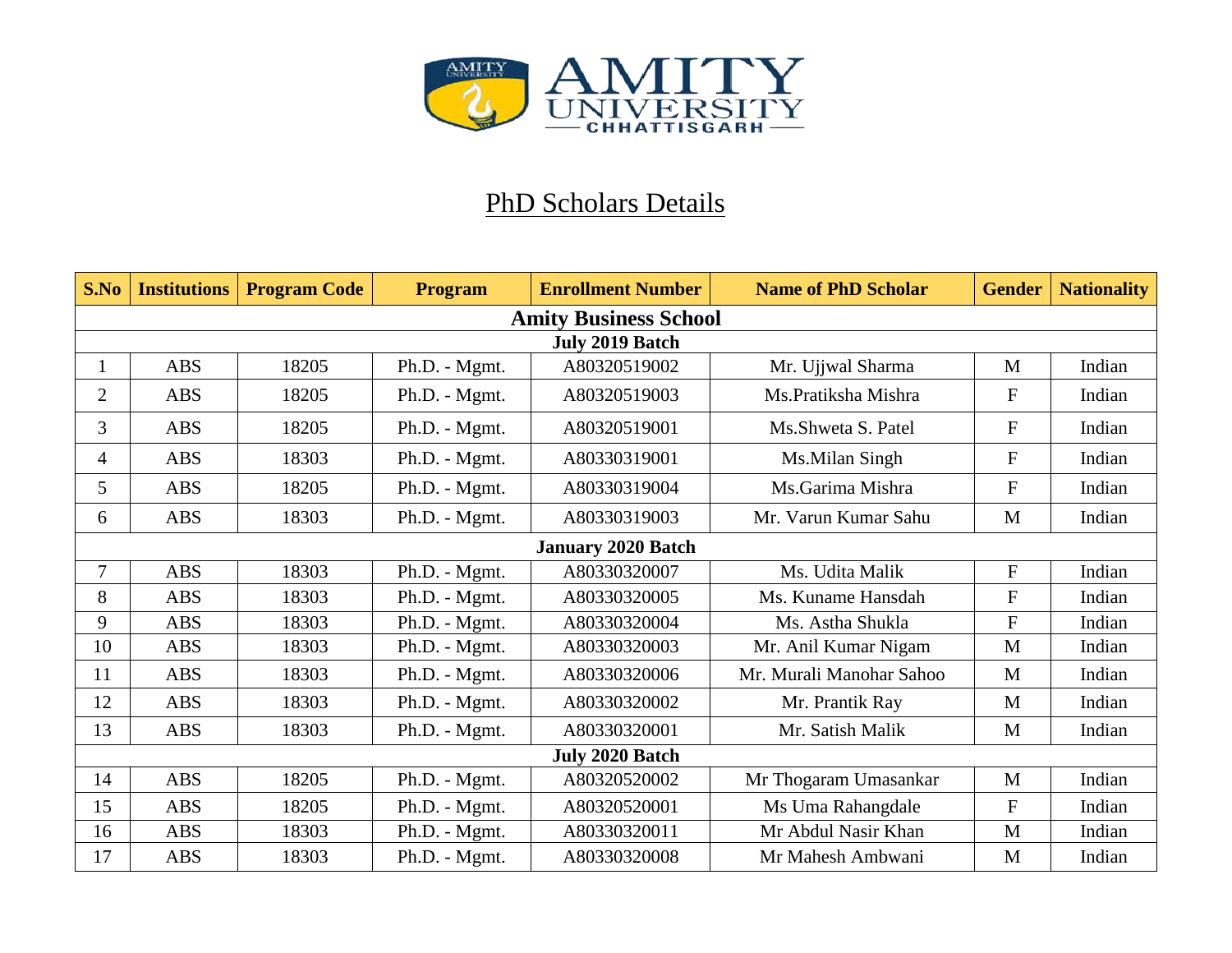# PhD Scholars Details

| S.No | Institutions | Program Code | Program | Enrollment Number | Name of PhD Scholar | Gender | Nationality |
|---|---|---|---|---|---|---|---|
| **Amity Business School** | | | | | | | |
| **July 2019 Batch** | | | | | | | |
| 1 | ABS | 18205 | Ph.D. - Mgmt. | A80320519002 | Mr. Ujjwal Sharma | M | Indian |
| 2 | ABS | 18205 | Ph.D. - Mgmt. | A80320519003 | Ms.Pratiksha Mishra | F | Indian |
| 3 | ABS | 18205 | Ph.D. - Mgmt. | A80320519001 | Ms.Shweta S. Patel | F | Indian |
| 4 | ABS | 18303 | Ph.D. - Mgmt. | A80330319001 | Ms.Milan Singh | F | Indian |
| 5 | ABS | 18205 | Ph.D. - Mgmt. | A80330319004 | Ms.Garima Mishra | F | Indian |
| 6 | ABS | 18303 | Ph.D. - Mgmt. | A80330319003 | Mr. Varun Kumar Sahu | M | Indian |
| **January 2020 Batch** | | | | | | | |
| 7 | ABS | 18303 | Ph.D. - Mgmt. | A80330320007 | Ms. Udita Malik | F | Indian |
| 8 | ABS | 18303 | Ph.D. - Mgmt. | A80330320005 | Ms. Kuname Hansdah | F | Indian |
| 9 | ABS | 18303 | Ph.D. - Mgmt. | A80330320004 | Ms. Astha Shukla | F | Indian |
| 10 | ABS | 18303 | Ph.D. - Mgmt. | A80330320003 | Mr. Anil Kumar Nigam | M | Indian |
| 11 | ABS | 18303 | Ph.D. - Mgmt. | A80330320006 | Mr. Murali Manohar Sahoo | M | Indian |
| 12 | ABS | 18303 | Ph.D. - Mgmt. | A80330320002 | Mr. Prantik Ray | M | Indian |
| 13 | ABS | 18303 | Ph.D. - Mgmt. | A80330320001 | Mr. Satish Malik | M | Indian |
| **July 2020 Batch** | | | | | | | |
| 14 | ABS | 18205 | Ph.D. - Mgmt. | A80320520002 | Mr Thogaram Umasankar | M | Indian |
| 15 | ABS | 18205 | Ph.D. - Mgmt. | A80320520001 | Ms Uma Rahangdale | F | Indian |
| 16 | ABS | 18303 | Ph.D. - Mgmt. | A80330320011 | Mr Abdul Nasir Khan | M | Indian |
| 17 | ABS | 18303 | Ph.D. - Mgmt. | A80330320008 | Mr Mahesh Ambwani | M | Indian |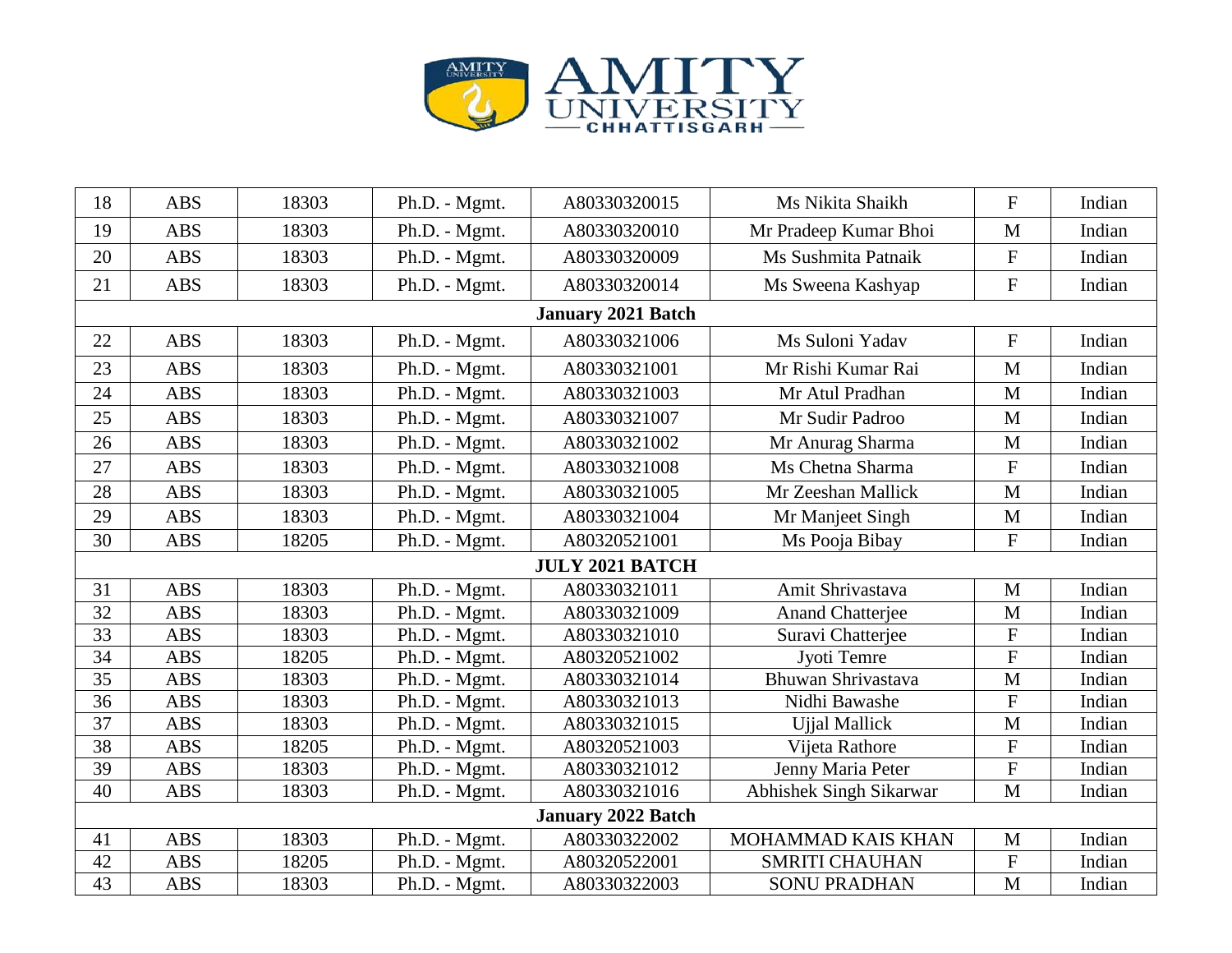| | | | | | | | |
|---|---|---|---|---|---|---|---|
| 18 | ABS | 18303 | Ph.D. - Mgmt. | A80330320015 | Ms Nikita Shaikh | F | Indian |
| 19 | ABS | 18303 | Ph.D. - Mgmt. | A80330320010 | Mr Pradeep Kumar Bhoi | M | Indian |
| 20 | ABS | 18303 | Ph.D. - Mgmt. | A80330320009 | Ms Sushmita Patnaik | F | Indian |
| 21 | ABS | 18303 | Ph.D. - Mgmt. | A80330320014 | Ms Sweena Kashyap | F | Indian |
| **January 2021 Batch** | | | | | | | |
| 22 | ABS | 18303 | Ph.D. - Mgmt. | A80330321006 | Ms Suloni Yadav | F | Indian |
| 23 | ABS | 18303 | Ph.D. - Mgmt. | A80330321001 | Mr Rishi Kumar Rai | M | Indian |
| 24 | ABS | 18303 | Ph.D. - Mgmt. | A80330321003 | Mr Atul Pradhan | M | Indian |
| 25 | ABS | 18303 | Ph.D. - Mgmt. | A80330321007 | Mr Sudir Padroo | M | Indian |
| 26 | ABS | 18303 | Ph.D. - Mgmt. | A80330321002 | Mr Anurag Sharma | M | Indian |
| 27 | ABS | 18303 | Ph.D. - Mgmt. | A80330321008 | Ms Chetna Sharma | F | Indian |
| 28 | ABS | 18303 | Ph.D. - Mgmt. | A80330321005 | Mr Zeeshan Mallick | M | Indian |
| 29 | ABS | 18303 | Ph.D. - Mgmt. | A80330321004 | Mr Manjeet Singh | M | Indian |
| 30 | ABS | 18205 | Ph.D. - Mgmt. | A80320521001 | Ms Pooja Bibay | F | Indian |
| **JULY 2021 BATCH** | | | | | | | |
| 31 | ABS | 18303 | Ph.D. - Mgmt. | A80330321011 | Amit Shrivastava | M | Indian |
| 32 | ABS | 18303 | Ph.D. - Mgmt. | A80330321009 | Anand Chatterjee | M | Indian |
| 33 | ABS | 18303 | Ph.D. - Mgmt. | A80330321010 | Suravi Chatterjee | F | Indian |
| 34 | ABS | 18205 | Ph.D. - Mgmt. | A80320521002 | Jyoti Temre | F | Indian |
| 35 | ABS | 18303 | Ph.D. - Mgmt. | A80330321014 | Bhuwan Shrivastava | M | Indian |
| 36 | ABS | 18303 | Ph.D. - Mgmt. | A80330321013 | Nidhi Bawashe | F | Indian |
| 37 | ABS | 18303 | Ph.D. - Mgmt. | A80330321015 | Ujjal Mallick | M | Indian |
| 38 | ABS | 18205 | Ph.D. - Mgmt. | A80320521003 | Vijeta Rathore | F | Indian |
| 39 | ABS | 18303 | Ph.D. - Mgmt. | A80330321012 | Jenny Maria Peter | F | Indian |
| 40 | ABS | 18303 | Ph.D. - Mgmt. | A80330321016 | Abhishek Singh Sikarwar | M | Indian |
| **January 2022 Batch** | | | | | | | |
| 41 | ABS | 18303 | Ph.D. - Mgmt. | A80330322002 | MOHAMMAD KAIS KHAN | M | Indian |
| 42 | ABS | 18205 | Ph.D. - Mgmt. | A80320522001 | SMRITI CHAUHAN | F | Indian |
| 43 | ABS | 18303 | Ph.D. - Mgmt. | A80330322003 | SONU PRADHAN | M | Indian |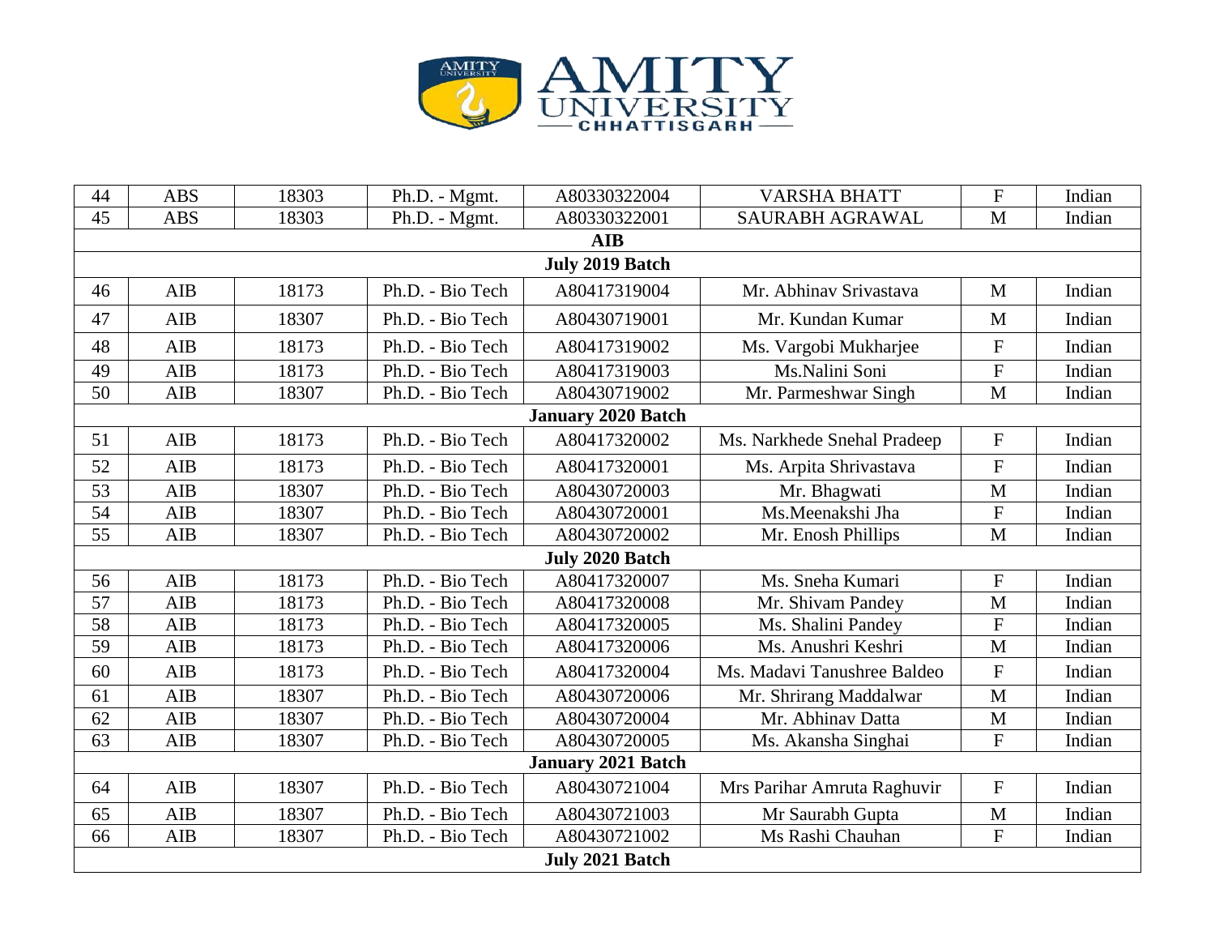| | | | | | | | |
|---|---|---|---|---|---|---|---|
| 44 | ABS | 18303 | Ph.D. - Mgmt. | A80330322004 | VARSHA BHATT | F | Indian |
| 45 | ABS | 18303 | Ph.D. - Mgmt. | A80330322001 | SAURABH AGRAWAL | M | Indian |
| **AIB** | | | | | | | |
| **July 2019 Batch** | | | | | | | |
| 46 | AIB | 18173 | Ph.D. - Bio Tech | A80417319004 | Mr. Abhinav Srivastava | M | Indian |
| 47 | AIB | 18307 | Ph.D. - Bio Tech | A80430719001 | Mr. Kundan Kumar | M | Indian |
| 48 | AIB | 18173 | Ph.D. - Bio Tech | A80417319002 | Ms. Vargobi Mukharjee | F | Indian |
| 49 | AIB | 18173 | Ph.D. - Bio Tech | A80417319003 | Ms.Nalini Soni | F | Indian |
| 50 | AIB | 18307 | Ph.D. - Bio Tech | A80430719002 | Mr. Parmeshwar Singh | M | Indian |
| **January 2020 Batch** | | | | | | | |
| 51 | AIB | 18173 | Ph.D. - Bio Tech | A80417320002 | Ms. Narkhede Snehal Pradeep | F | Indian |
| 52 | AIB | 18173 | Ph.D. - Bio Tech | A80417320001 | Ms. Arpita Shrivastava | F | Indian |
| 53 | AIB | 18307 | Ph.D. - Bio Tech | A80430720003 | Mr. Bhagwati | M | Indian |
| 54 | AIB | 18307 | Ph.D. - Bio Tech | A80430720001 | Ms.Meenakshi Jha | F | Indian |
| 55 | AIB | 18307 | Ph.D. - Bio Tech | A80430720002 | Mr. Enosh Phillips | M | Indian |
| **July 2020 Batch** | | | | | | | |
| 56 | AIB | 18173 | Ph.D. - Bio Tech | A80417320007 | Ms. Sneha Kumari | F | Indian |
| 57 | AIB | 18173 | Ph.D. - Bio Tech | A80417320008 | Mr. Shivam Pandey | M | Indian |
| 58 | AIB | 18173 | Ph.D. - Bio Tech | A80417320005 | Ms. Shalini Pandey | F | Indian |
| 59 | AIB | 18173 | Ph.D. - Bio Tech | A80417320006 | Ms. Anushri Keshri | M | Indian |
| 60 | AIB | 18173 | Ph.D. - Bio Tech | A80417320004 | Ms. Madavi Tanushree Baldeo | F | Indian |
| 61 | AIB | 18307 | Ph.D. - Bio Tech | A80430720006 | Mr. Shrirang Maddalwar | M | Indian |
| 62 | AIB | 18307 | Ph.D. - Bio Tech | A80430720004 | Mr. Abhinav Datta | M | Indian |
| 63 | AIB | 18307 | Ph.D. - Bio Tech | A80430720005 | Ms. Akansha Singhai | F | Indian |
| **January 2021 Batch** | | | | | | | |
| 64 | AIB | 18307 | Ph.D. - Bio Tech | A80430721004 | Mrs Parihar Amruta Raghuvir | F | Indian |
| 65 | AIB | 18307 | Ph.D. - Bio Tech | A80430721003 | Mr Saurabh Gupta | M | Indian |
| 66 | AIB | 18307 | Ph.D. - Bio Tech | A80430721002 | Ms Rashi Chauhan | F | Indian |
| **July 2021 Batch** | | | | | | | |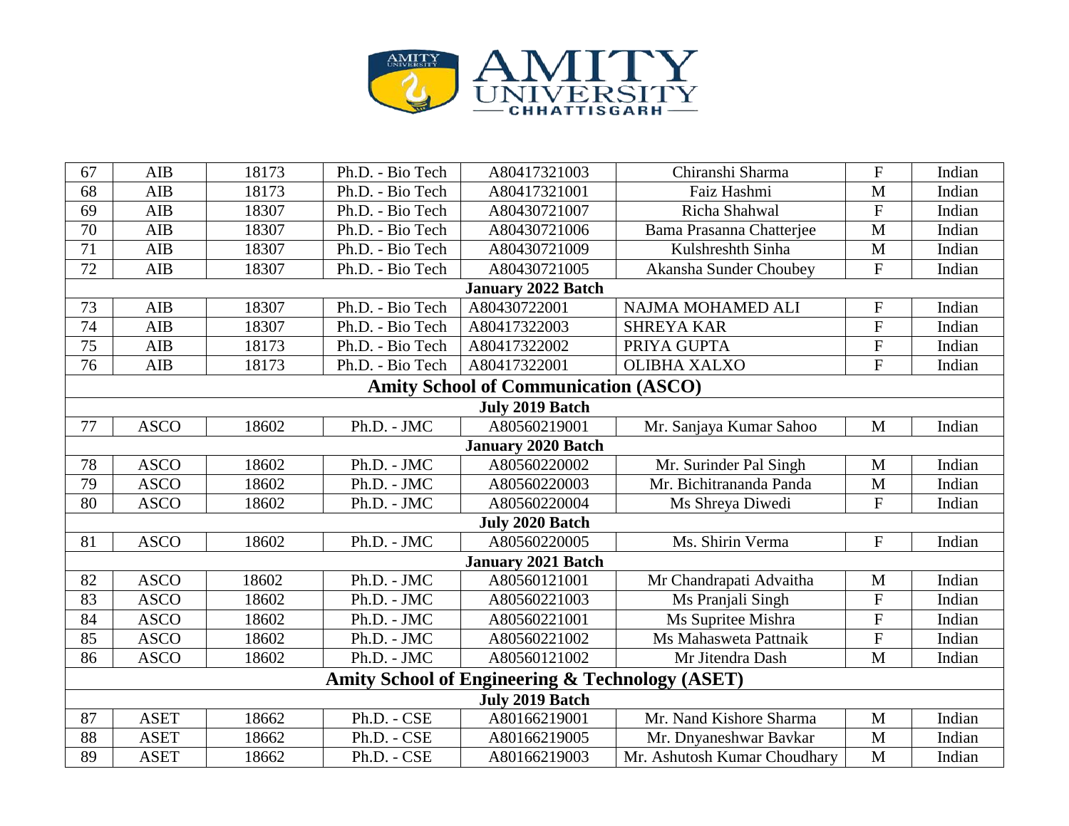| | | | | | | | |
|---|---|---|---|---|---|---|---|
| 67 | AIB | 18173 | Ph.D. - Bio Tech | A80417321003 | Chiranshi Sharma | F | Indian |
| 68 | AIB | 18173 | Ph.D. - Bio Tech | A80417321001 | Faiz Hashmi | M | Indian |
| 69 | AIB | 18307 | Ph.D. - Bio Tech | A80430721007 | Richa Shahwal | F | Indian |
| 70 | AIB | 18307 | Ph.D. - Bio Tech | A80430721006 | Bama Prasanna Chatterjee | M | Indian |
| 71 | AIB | 18307 | Ph.D. - Bio Tech | A80430721009 | Kulshreshth Sinha | M | Indian |
| 72 | AIB | 18307 | Ph.D. - Bio Tech | A80430721005 | Akansha Sunder Choubey | F | Indian |
| **January 2022 Batch** | | | | | | | |
| 73 | AIB | 18307 | Ph.D. - Bio Tech | A80430722001 | NAJMA MOHAMED ALI | F | Indian |
| 74 | AIB | 18307 | Ph.D. - Bio Tech | A80417322003 | SHREYA KAR | F | Indian |
| 75 | AIB | 18173 | Ph.D. - Bio Tech | A80417322002 | PRIYA GUPTA | F | Indian |
| 76 | AIB | 18173 | Ph.D. - Bio Tech | A80417322001 | OLIBHA XALXO | F | Indian |
| **Amity School of Communication (ASCO)** | | | | | | | |
| **July 2019 Batch** | | | | | | | |
| 77 | ASCO | 18602 | Ph.D. - JMC | A80560219001 | Mr. Sanjaya Kumar Sahoo | M | Indian |
| **January 2020 Batch** | | | | | | | |
| 78 | ASCO | 18602 | Ph.D. - JMC | A80560220002 | Mr. Surinder Pal Singh | M | Indian |
| 79 | ASCO | 18602 | Ph.D. - JMC | A80560220003 | Mr. Bichitrananda Panda | M | Indian |
| 80 | ASCO | 18602 | Ph.D. - JMC | A80560220004 | Ms Shreya Diwedi | F | Indian |
| **July 2020 Batch** | | | | | | | |
| 81 | ASCO | 18602 | Ph.D. - JMC | A80560220005 | Ms. Shirin Verma | F | Indian |
| **January 2021 Batch** | | | | | | | |
| 82 | ASCO | 18602 | Ph.D. - JMC | A80560121001 | Mr Chandrapati Advaitha | M | Indian |
| 83 | ASCO | 18602 | Ph.D. - JMC | A80560221003 | Ms Pranjali Singh | F | Indian |
| 84 | ASCO | 18602 | Ph.D. - JMC | A80560221001 | Ms Supritee Mishra | F | Indian |
| 85 | ASCO | 18602 | Ph.D. - JMC | A80560221002 | Ms Mahasweta Pattnaik | F | Indian |
| 86 | ASCO | 18602 | Ph.D. - JMC | A80560121002 | Mr Jitendra Dash | M | Indian |
| **Amity School of Engineering & Technology (ASET)** | | | | | | | |
| **July 2019 Batch** | | | | | | | |
| 87 | ASET | 18662 | Ph.D. - CSE | A80166219001 | Mr. Nand Kishore Sharma | M | Indian |
| 88 | ASET | 18662 | Ph.D. - CSE | A80166219005 | Mr. Dnyaneshwar Bavkar | M | Indian |
| 89 | ASET | 18662 | Ph.D. - CSE | A80166219003 | Mr. Ashutosh Kumar Choudhary | M | Indian |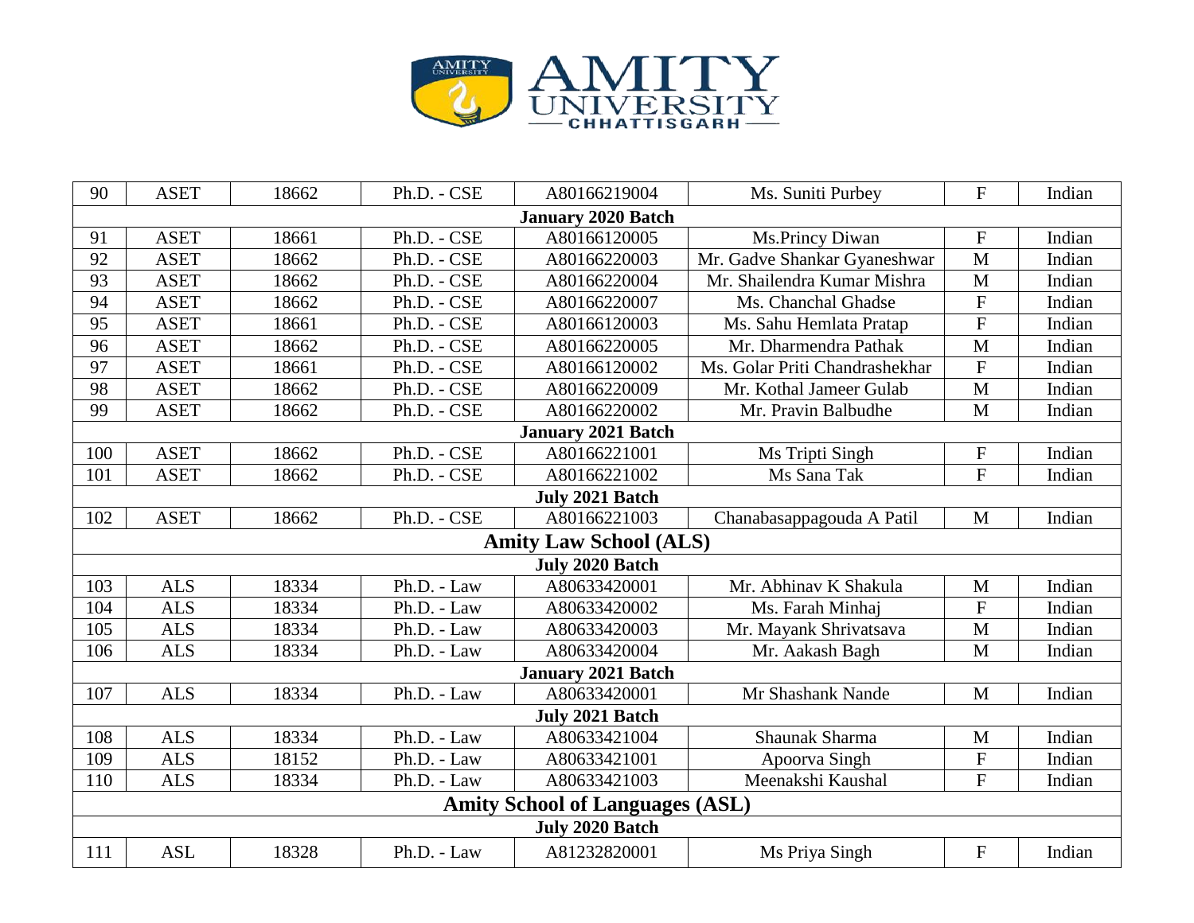| | | | | | | | |
|---|---|---|---|---|---|---|---|
| 90 | ASET | 18662 | Ph.D. - CSE | A80166219004 | Ms. Suniti Purbey | F | Indian |
| **January 2020 Batch** | | | | | | | |
| 91 | ASET | 18661 | Ph.D. - CSE | A80166120005 | Ms.Princy Diwan | F | Indian |
| 92 | ASET | 18662 | Ph.D. - CSE | A80166220003 | Mr. Gadve Shankar Gyaneshwar | M | Indian |
| 93 | ASET | 18662 | Ph.D. - CSE | A80166220004 | Mr. Shailendra Kumar Mishra | M | Indian |
| 94 | ASET | 18662 | Ph.D. - CSE | A80166220007 | Ms. Chanchal Ghadse | F | Indian |
| 95 | ASET | 18661 | Ph.D. - CSE | A80166120003 | Ms. Sahu Hemlata Pratap | F | Indian |
| 96 | ASET | 18662 | Ph.D. - CSE | A80166220005 | Mr. Dharmendra Pathak | M | Indian |
| 97 | ASET | 18661 | Ph.D. - CSE | A80166120002 | Ms. Golar Priti Chandrashekhar | F | Indian |
| 98 | ASET | 18662 | Ph.D. - CSE | A80166220009 | Mr. Kothal Jameer Gulab | M | Indian |
| 99 | ASET | 18662 | Ph.D. - CSE | A80166220002 | Mr. Pravin Balbudhe | M | Indian |
| **January 2021 Batch** | | | | | | | |
| 100 | ASET | 18662 | Ph.D. - CSE | A80166221001 | Ms Tripti Singh | F | Indian |
| 101 | ASET | 18662 | Ph.D. - CSE | A80166221002 | Ms Sana Tak | F | Indian |
| **July 2021 Batch** | | | | | | | |
| 102 | ASET | 18662 | Ph.D. - CSE | A80166221003 | Chanabasappagouda A Patil | M | Indian |
| **Amity Law School (ALS)** | | | | | | | |
| **July 2020 Batch** | | | | | | | |
| 103 | ALS | 18334 | Ph.D. - Law | A80633420001 | Mr. Abhinav K Shakula | M | Indian |
| 104 | ALS | 18334 | Ph.D. - Law | A80633420002 | Ms. Farah Minhaj | F | Indian |
| 105 | ALS | 18334 | Ph.D. - Law | A80633420003 | Mr. Mayank Shrivatsava | M | Indian |
| 106 | ALS | 18334 | Ph.D. - Law | A80633420004 | Mr. Aakash Bagh | M | Indian |
| **January 2021 Batch** | | | | | | | |
| 107 | ALS | 18334 | Ph.D. - Law | A80633420001 | Mr Shashank Nande | M | Indian |
| **July 2021 Batch** | | | | | | | |
| 108 | ALS | 18334 | Ph.D. - Law | A80633421004 | Shaunak Sharma | M | Indian |
| 109 | ALS | 18152 | Ph.D. - Law | A80633421001 | Apoorva Singh | F | Indian |
| 110 | ALS | 18334 | Ph.D. - Law | A80633421003 | Meenakshi Kaushal | F | Indian |
| **Amity School of Languages (ASL)** | | | | | | | |
| **July 2020 Batch** | | | | | | | |
| 111 | ASL | 18328 | Ph.D. - Law | A81232820001 | Ms Priya Singh | F | Indian |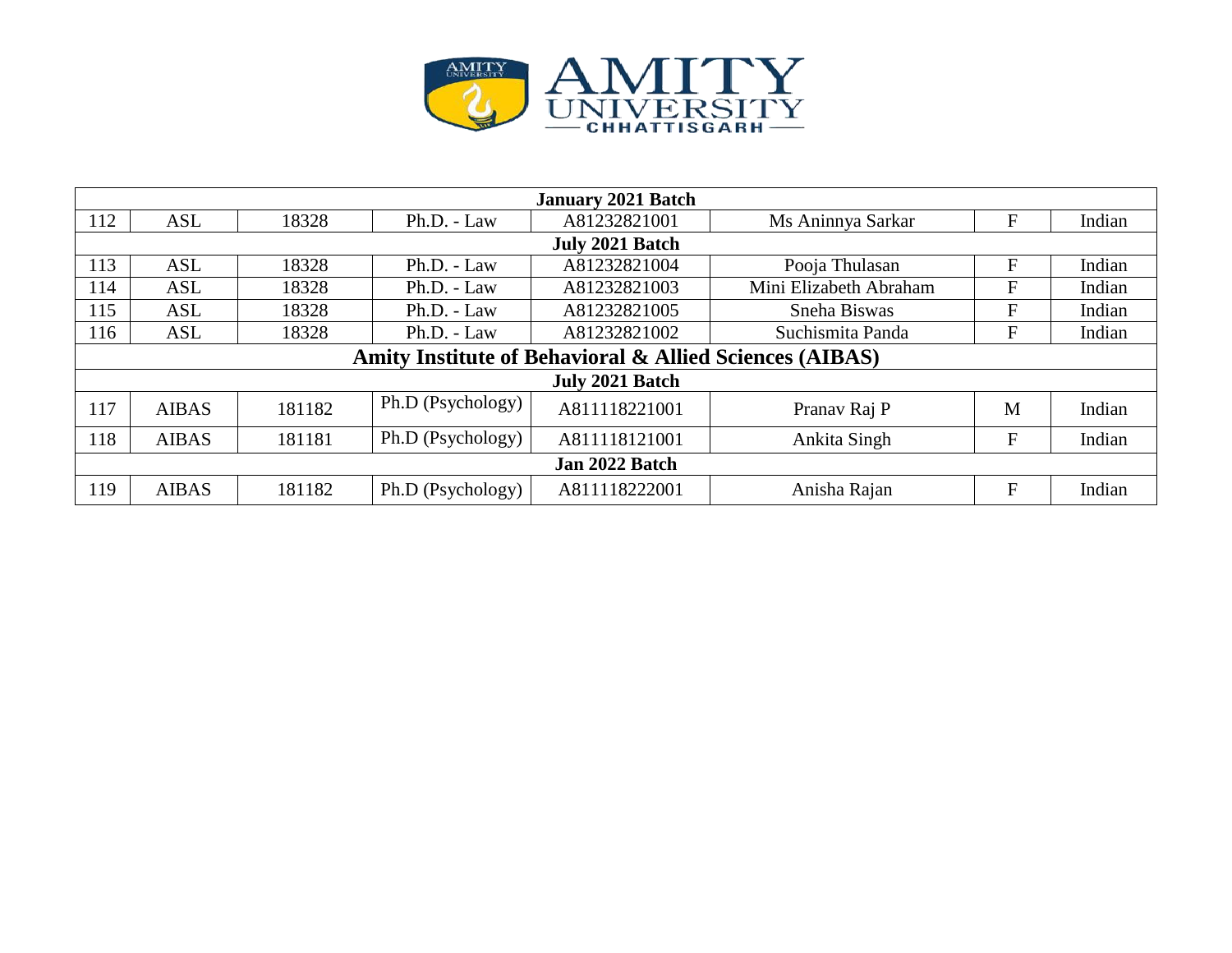AMITY UNIVERSITY CHHATTISGARH

| | | | | | | | |
|---|---|---|---|---|---|---|---|
| **January 2021 Batch** | | | | | | | |
| 112 | ASL | 18328 | Ph.D. - Law | A81232821001 | Ms Aninnya Sarkar | F | Indian |
| **July 2021 Batch** | | | | | | | |
| 113 | ASL | 18328 | Ph.D. - Law | A81232821004 | Pooja Thulasan | F | Indian |
| 114 | ASL | 18328 | Ph.D. - Law | A81232821003 | Mini Elizabeth Abraham | F | Indian |
| 115 | ASL | 18328 | Ph.D. - Law | A81232821005 | Sneha Biswas | F | Indian |
| 116 | ASL | 18328 | Ph.D. - Law | A81232821002 | Suchismita Panda | F | Indian |
| **Amity Institute of Behavioral & Allied Sciences (AIBAS)** | | | | | | | |
| **July 2021 Batch** | | | | | | | |
| 117 | AIBAS | 181182 | Ph.D (Psychology) | A811118221001 | Pranav Raj P | M | Indian |
| 118 | AIBAS | 181181 | Ph.D (Psychology) | A811118121001 | Ankita Singh | F | Indian |
| **Jan 2022 Batch** | | | | | | | |
| 119 | AIBAS | 181182 | Ph.D (Psychology) | A811118222001 | Anisha Rajan | F | Indian |